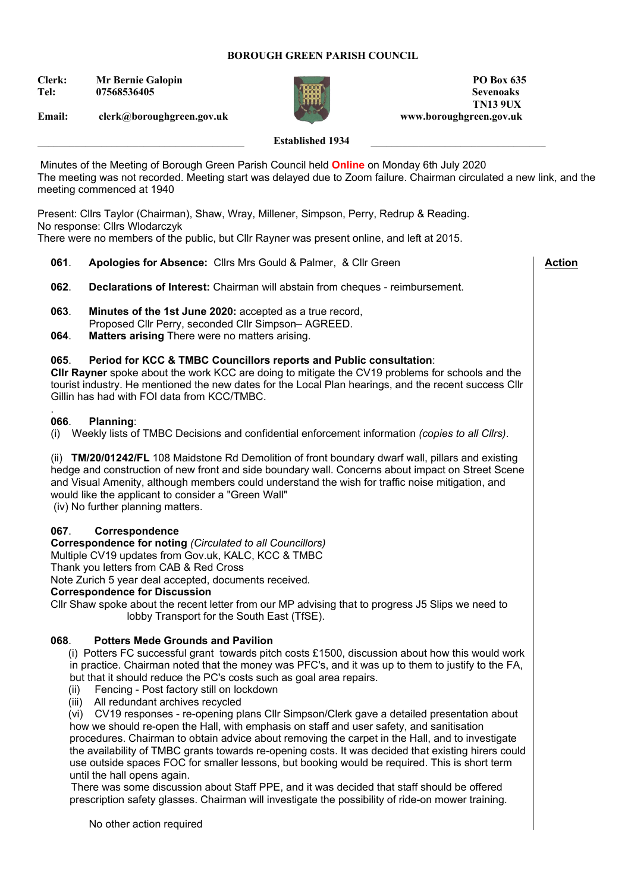**BOROUGH GREEN PARISH COUNCIL**

**Clerk:** Mr Bernie Galopin
**Tel:** 07568536405
**Email:** clerk@boroughgreen.gov.uk

**PO Box 635**
**Sevenoaks**
**TN13 9UX**
**www.boroughgreen.gov.uk**

**Established 1934**

Minutes of the Meeting of Borough Green Parish Council held **Online** on Monday 6th July 2020
The meeting was not recorded. Meeting start was delayed due to Zoom failure. Chairman circulated a new link, and the meeting commenced at 1940

Present: Cllrs Taylor (Chairman), Shaw, Wray, Millener, Simpson, Perry, Redrup & Reading.
No response: Cllrs Wlodarczyk
There were no members of the public, but Cllr Rayner was present online, and left at 2015.

**Action**

**061**. **Apologies for Absence:** Cllrs Mrs Gould & Palmer, & Cllr Green

**062**. **Declarations of Interest:** Chairman will abstain from cheques - reimbursement.

**063**. **Minutes of the 1st June 2020:** accepted as a true record,
Proposed Cllr Perry, seconded Cllr Simpson– AGREED.

**064**. **Matters arising** There were no matters arising.

**065**. **Period for KCC & TMBC Councillors reports and Public consultation**:
**Cllr Rayner** spoke about the work KCC are doing to mitigate the CV19 problems for schools and the tourist industry. He mentioned the new dates for the Local Plan hearings, and the recent success Cllr Gillin has had with FOI data from KCC/TMBC.

**066**. **Planning**:
(i) Weekly lists of TMBC Decisions and confidential enforcement information *(copies to all Cllrs)*.

(ii) **TM/20/01242/FL** 108 Maidstone Rd Demolition of front boundary dwarf wall, pillars and existing hedge and construction of new front and side boundary wall. Concerns about impact on Street Scene and Visual Amenity, although members could understand the wish for traffic noise mitigation, and would like the applicant to consider a "Green Wall"
(iv) No further planning matters.

**067**. **Correspondence**
**Correspondence for noting** *(Circulated to all Councillors)*
Multiple CV19 updates from Gov.uk, KALC, KCC & TMBC
Thank you letters from CAB & Red Cross
Note Zurich 5 year deal accepted, documents received.
**Correspondence for Discussion**
Cllr Shaw spoke about the recent letter from our MP advising that to progress J5 Slips we need to lobby Transport for the South East (TfSE).

**068**. **Potters Mede Grounds and Pavilion**
(i) Potters FC successful grant towards pitch costs £1500, discussion about how this would work in practice. Chairman noted that the money was PFC's, and it was up to them to justify to the FA, but that it should reduce the PC's costs such as goal area repairs.
(ii) Fencing - Post factory still on lockdown
(iii) All redundant archives recycled
(vi) CV19 responses - re-opening plans Cllr Simpson/Clerk gave a detailed presentation about how we should re-open the Hall, with emphasis on staff and user safety, and sanitisation procedures. Chairman to obtain advice about removing the carpet in the Hall, and to investigate the availability of TMBC grants towards re-opening costs. It was decided that existing hirers could use outside spaces FOC for smaller lessons, but booking would be required. This is short term until the hall opens again.
There was some discussion about Staff PPE, and it was decided that staff should be offered prescription safety glasses. Chairman will investigate the possibility of ride-on mower training.

No other action required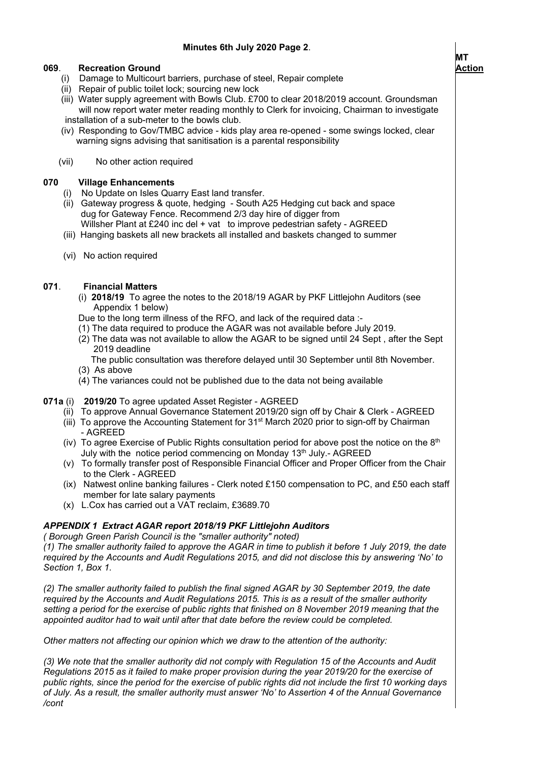**Minutes 6th July 2020 Page 2**.

**MT Action**

**069**. **Recreation Ground**

- (i) Damage to Multicourt barriers, purchase of steel, Repair complete
- (ii) Repair of public toilet lock; sourcing new lock
- (iii) Water supply agreement with Bowls Club. £700 to clear 2018/2019 account. Groundsman will now report water meter reading monthly to Clerk for invoicing, Chairman to investigate installation of a sub-meter to the bowls club.
- (iv) Responding to Gov/TMBC advice - kids play area re-opened - some swings locked, clear warning signs advising that sanitisation is a parental responsibility
- (vii) No other action required

**070** **Village Enhancements**

- (i) No Update on Isles Quarry East land transfer.
- (ii) Gateway progress & quote, hedging - South A25 Hedging cut back and space dug for Gateway Fence. Recommend 2/3 day hire of digger from Willsher Plant at £240 inc del + vat to improve pedestrian safety - AGREED
- (iii) Hanging baskets all new brackets all installed and baskets changed to summer
- (vi) No action required

**071**. **Financial Matters**

(i) **2018/19** To agree the notes to the 2018/19 AGAR by PKF Littlejohn Auditors (see Appendix 1 below)

Due to the long term illness of the RFO, and lack of the required data :-

(1) The data required to produce the AGAR was not available before July 2019.

(2) The data was not available to allow the AGAR to be signed until 24 Sept , after the Sept 2019 deadline
The public consultation was therefore delayed until 30 September until 8th November.

(3) As above

(4) The variances could not be published due to the data not being available

**071a** (i) **2019/20** To agree updated Asset Register - AGREED

- (ii) To approve Annual Governance Statement 2019/20 sign off by Chair & Clerk - AGREED
- (iii) To approve the Accounting Statement for 31st March 2020 prior to sign-off by Chairman - AGREED
- (iv) To agree Exercise of Public Rights consultation period for above post the notice on the 8th July with the notice period commencing on Monday 13th July.- AGREED
- (v) To formally transfer post of Responsible Financial Officer and Proper Officer from the Chair to the Clerk - AGREED
- (ix) Natwest online banking failures - Clerk noted £150 compensation to PC, and £50 each staff member for late salary payments
- (x) L.Cox has carried out a VAT reclaim, £3689.70

***APPENDIX 1 Extract AGAR report 2018/19 PKF Littlejohn Auditors***

*( Borough Green Parish Council is the "smaller authority" noted)*

*(1) The smaller authority failed to approve the AGAR in time to publish it before 1 July 2019, the date required by the Accounts and Audit Regulations 2015, and did not disclose this by answering 'No' to Section 1, Box 1.*

*(2) The smaller authority failed to publish the final signed AGAR by 30 September 2019, the date required by the Accounts and Audit Regulations 2015. This is as a result of the smaller authority setting a period for the exercise of public rights that finished on 8 November 2019 meaning that the appointed auditor had to wait until after that date before the review could be completed.*

*Other matters not affecting our opinion which we draw to the attention of the authority:*

*(3) We note that the smaller authority did not comply with Regulation 15 of the Accounts and Audit Regulations 2015 as it failed to make proper provision during the year 2019/20 for the exercise of public rights, since the period for the exercise of public rights did not include the first 10 working days of July. As a result, the smaller authority must answer 'No' to Assertion 4 of the Annual Governance /cont*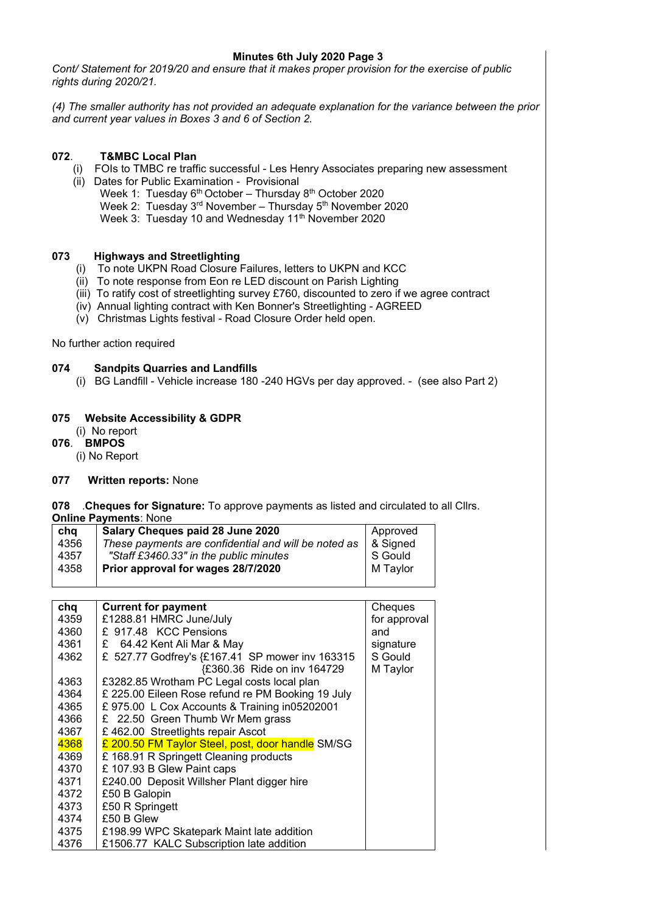**Minutes 6th July 2020 Page 3**

*Cont/ Statement for 2019/20 and ensure that it makes proper provision for the exercise of public rights during 2020/21.*

*(4) The smaller authority has not provided an adequate explanation for the variance between the prior and current year values in Boxes 3 and 6 of Section 2.*

### 072. T&MBC Local Plan

(i) FOIs to TMBC re traffic successful - Les Henry Associates preparing new assessment
(ii) Dates for Public Examination - Provisional
Week 1: Tuesday 6th October – Thursday 8th October 2020
Week 2: Tuesday 3rd November – Thursday 5th November 2020
Week 3: Tuesday 10 and Wednesday 11th November 2020

### 073 Highways and Streetlighting

(i) To note UKPN Road Closure Failures, letters to UKPN and KCC
(ii) To note response from Eon re LED discount on Parish Lighting
(iii) To ratify cost of streetlighting survey £760, discounted to zero if we agree contract
(iv) Annual lighting contract with Ken Bonner's Streetlighting - AGREED
(v) Christmas Lights festival - Road Closure Order held open.

No further action required

### 074 Sandpits Quarries and Landfills

(i) BG Landfill - Vehicle increase 180 -240 HGVs per day approved. - (see also Part 2)

### 075 Website Accessibility & GDPR

(i) No report

### 076. BMPOS

(i) No Report

### 077 Written reports: None

**078** .**Cheques for Signature:** To approve payments as listed and circulated to all Cllrs.
**Online Payments**: None

| chq | Salary Cheques paid 28 June 2020 | Approved |
|---|---|---|
| 4356 | *These payments are confidential and will be noted as* | & Signed |
| 4357 | *"Staff £3460.33" in the public minutes* | S Gould |
| 4358 | **Prior approval for wages 28/7/2020** | M Taylor |

| chq | Current for payment | Cheques |
|---|---|---|
| 4359 | £1288.81 HMRC June/July | for approval |
| 4360 | £ 917.48 KCC Pensions | and |
| 4361 | £ 64.42 Kent Ali Mar & May | signature |
| 4362 | £ 527.77 Godfrey's {£167.41 SP mower inv 163315 | S Gould |
| | {£360.36 Ride on inv 164729 | M Taylor |
| 4363 | £3282.85 Wrotham PC Legal costs local plan | |
| 4364 | £ 225.00 Eileen Rose refund re PM Booking 19 July | |
| 4365 | £ 975.00 L Cox Accounts & Training in05202001 | |
| 4366 | £ 22.50 Green Thumb Wr Mem grass | |
| 4367 | £ 462.00 Streetlights repair Ascot | |
| 4368 | £ 200.50 FM Taylor Steel, post, door handle SM/SG | |
| 4369 | £ 168.91 R Springett Cleaning products | |
| 4370 | £ 107.93 B Glew Paint caps | |
| 4371 | £240.00 Deposit Willsher Plant digger hire | |
| 4372 | £50 B Galopin | |
| 4373 | £50 R Springett | |
| 4374 | £50 B Glew | |
| 4375 | £198.99 WPC Skatepark Maint late addition | |
| 4376 | £1506.77 KALC Subscription late addition | |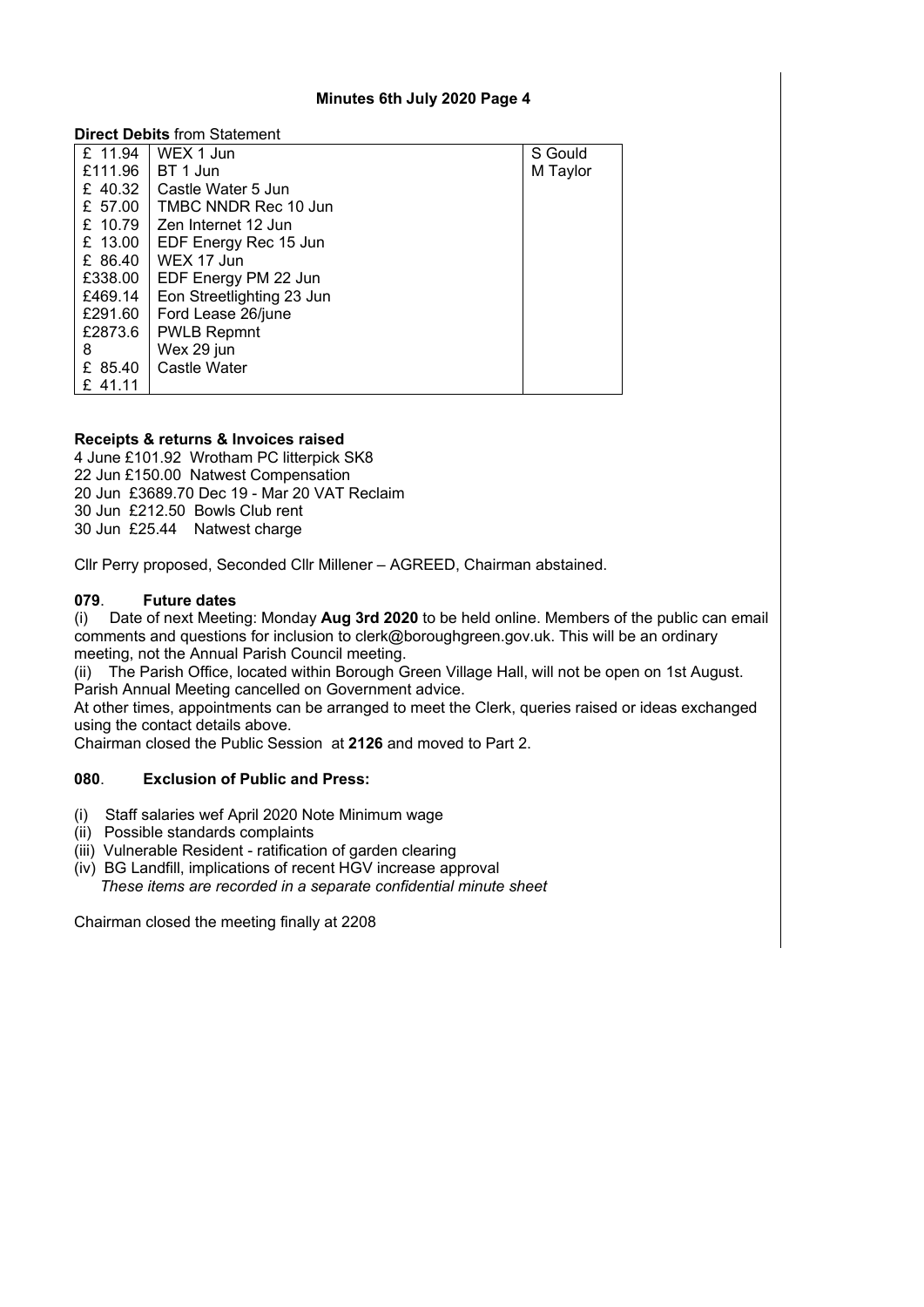**Direct Debits** from Statement

| | | |
|---|---|---|
| £ 11.94 | WEX 1 Jun | S Gould |
| £111.96 | BT 1 Jun | M Taylor |
| £ 40.32 | Castle Water 5 Jun | |
| £ 57.00 | TMBC NNDR Rec 10 Jun | |
| £ 10.79 | Zen Internet 12 Jun | |
| £ 13.00 | EDF Energy Rec 15 Jun | |
| £ 86.40 | WEX 17 Jun | |
| £338.00 | EDF Energy PM 22 Jun | |
| £469.14 | Eon Streetlighting 23 Jun | |
| £291.60 | Ford Lease 26/june | |
| £2873.6 | PWLB Repmnt | |
| 8 | Wex 29 jun | |
| £ 85.40 | Castle Water | |
| £ 41.11 | | |

**Receipts & returns & Invoices raised**

4 June £101.92 Wrotham PC litterpick SK8
22 Jun £150.00 Natwest Compensation
20 Jun £3689.70 Dec 19 - Mar 20 VAT Reclaim
30 Jun £212.50 Bowls Club rent
30 Jun £25.44 Natwest charge

Cllr Perry proposed, Seconded Cllr Millener – AGREED, Chairman abstained.

**079**. **Future dates**

(i) Date of next Meeting: Monday **Aug 3rd 2020** to be held online. Members of the public can email comments and questions for inclusion to clerk@boroughgreen.gov.uk. This will be an ordinary meeting, not the Annual Parish Council meeting.

(ii) The Parish Office, located within Borough Green Village Hall, will not be open on 1st August. Parish Annual Meeting cancelled on Government advice.

At other times, appointments can be arranged to meet the Clerk, queries raised or ideas exchanged using the contact details above.

Chairman closed the Public Session at **2126** and moved to Part 2.

**080**. **Exclusion of Public and Press:**

(i) Staff salaries wef April 2020 Note Minimum wage
(ii) Possible standards complaints
(iii) Vulnerable Resident - ratification of garden clearing
(iv) BG Landfill, implications of recent HGV increase approval

*These items are recorded in a separate confidential minute sheet*

Chairman closed the meeting finally at 2208